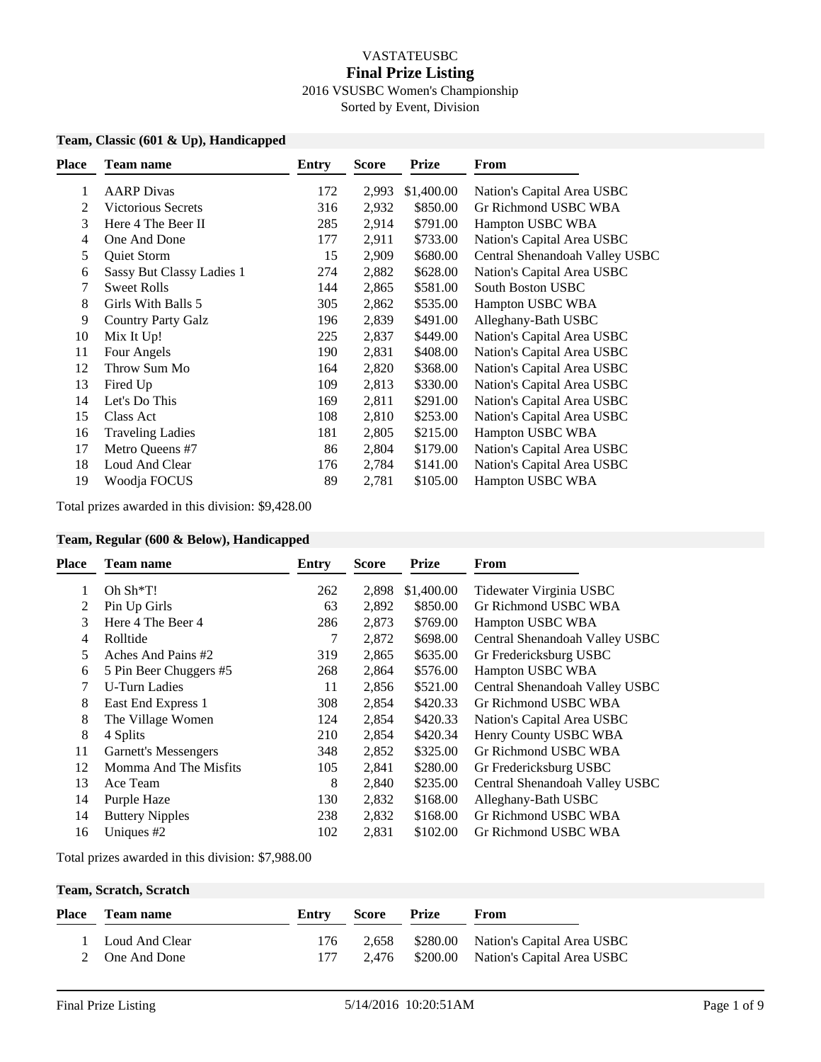# VASTATEUSBC

## Final Prize Listing

2016 VSUSBC Women's Championship

Sorted by Event, Division

### Team, Classic (601 & Up), Handicapped

| Place | Team name | Entry | Score | Prize | From |
|---|---|---|---|---|---|
| 1 | AARP Divas | 172 | 2,993 | $1,400.00 | Nation's Capital Area USBC |
| 2 | Victorious Secrets | 316 | 2,932 | $850.00 | Gr Richmond USBC WBA |
| 3 | Here 4 The Beer II | 285 | 2,914 | $791.00 | Hampton USBC WBA |
| 4 | One And Done | 177 | 2,911 | $733.00 | Nation's Capital Area USBC |
| 5 | Quiet Storm | 15 | 2,909 | $680.00 | Central Shenandoah Valley USBC |
| 6 | Sassy But Classy Ladies 1 | 274 | 2,882 | $628.00 | Nation's Capital Area USBC |
| 7 | Sweet Rolls | 144 | 2,865 | $581.00 | South Boston USBC |
| 8 | Girls With Balls 5 | 305 | 2,862 | $535.00 | Hampton USBC WBA |
| 9 | Country Party Galz | 196 | 2,839 | $491.00 | Alleghany-Bath USBC |
| 10 | Mix It Up! | 225 | 2,837 | $449.00 | Nation's Capital Area USBC |
| 11 | Four Angels | 190 | 2,831 | $408.00 | Nation's Capital Area USBC |
| 12 | Throw Sum Mo | 164 | 2,820 | $368.00 | Nation's Capital Area USBC |
| 13 | Fired Up | 109 | 2,813 | $330.00 | Nation's Capital Area USBC |
| 14 | Let's Do This | 169 | 2,811 | $291.00 | Nation's Capital Area USBC |
| 15 | Class Act | 108 | 2,810 | $253.00 | Nation's Capital Area USBC |
| 16 | Traveling Ladies | 181 | 2,805 | $215.00 | Hampton USBC WBA |
| 17 | Metro Queens #7 | 86 | 2,804 | $179.00 | Nation's Capital Area USBC |
| 18 | Loud And Clear | 176 | 2,784 | $141.00 | Nation's Capital Area USBC |
| 19 | Woodja FOCUS | 89 | 2,781 | $105.00 | Hampton USBC WBA |

Total prizes awarded in this division: $9,428.00

### Team, Regular (600 & Below), Handicapped

| Place | Team name | Entry | Score | Prize | From |
|---|---|---|---|---|---|
| 1 | Oh Sh*T! | 262 | 2,898 | $1,400.00 | Tidewater Virginia USBC |
| 2 | Pin Up Girls | 63 | 2,892 | $850.00 | Gr Richmond USBC WBA |
| 3 | Here 4 The Beer 4 | 286 | 2,873 | $769.00 | Hampton USBC WBA |
| 4 | Rolltide | 7 | 2,872 | $698.00 | Central Shenandoah Valley USBC |
| 5 | Aches And Pains #2 | 319 | 2,865 | $635.00 | Gr Fredericksburg USBC |
| 6 | 5 Pin Beer Chuggers #5 | 268 | 2,864 | $576.00 | Hampton USBC WBA |
| 7 | U-Turn Ladies | 11 | 2,856 | $521.00 | Central Shenandoah Valley USBC |
| 8 | East End Express 1 | 308 | 2,854 | $420.33 | Gr Richmond USBC WBA |
| 8 | The Village Women | 124 | 2,854 | $420.33 | Nation's Capital Area USBC |
| 8 | 4 Splits | 210 | 2,854 | $420.34 | Henry County USBC WBA |
| 11 | Garnett's Messengers | 348 | 2,852 | $325.00 | Gr Richmond USBC WBA |
| 12 | Momma And The Misfits | 105 | 2,841 | $280.00 | Gr Fredericksburg USBC |
| 13 | Ace Team | 8 | 2,840 | $235.00 | Central Shenandoah Valley USBC |
| 14 | Purple Haze | 130 | 2,832 | $168.00 | Alleghany-Bath USBC |
| 14 | Buttery Nipples | 238 | 2,832 | $168.00 | Gr Richmond USBC WBA |
| 16 | Uniques #2 | 102 | 2,831 | $102.00 | Gr Richmond USBC WBA |

Total prizes awarded in this division: $7,988.00

### Team, Scratch, Scratch

| Place | Team name | Entry | Score | Prize | From |
|---|---|---|---|---|---|
| 1 | Loud And Clear | 176 | 2,658 | $280.00 | Nation's Capital Area USBC |
| 2 | One And Done | 177 | 2,476 | $200.00 | Nation's Capital Area USBC |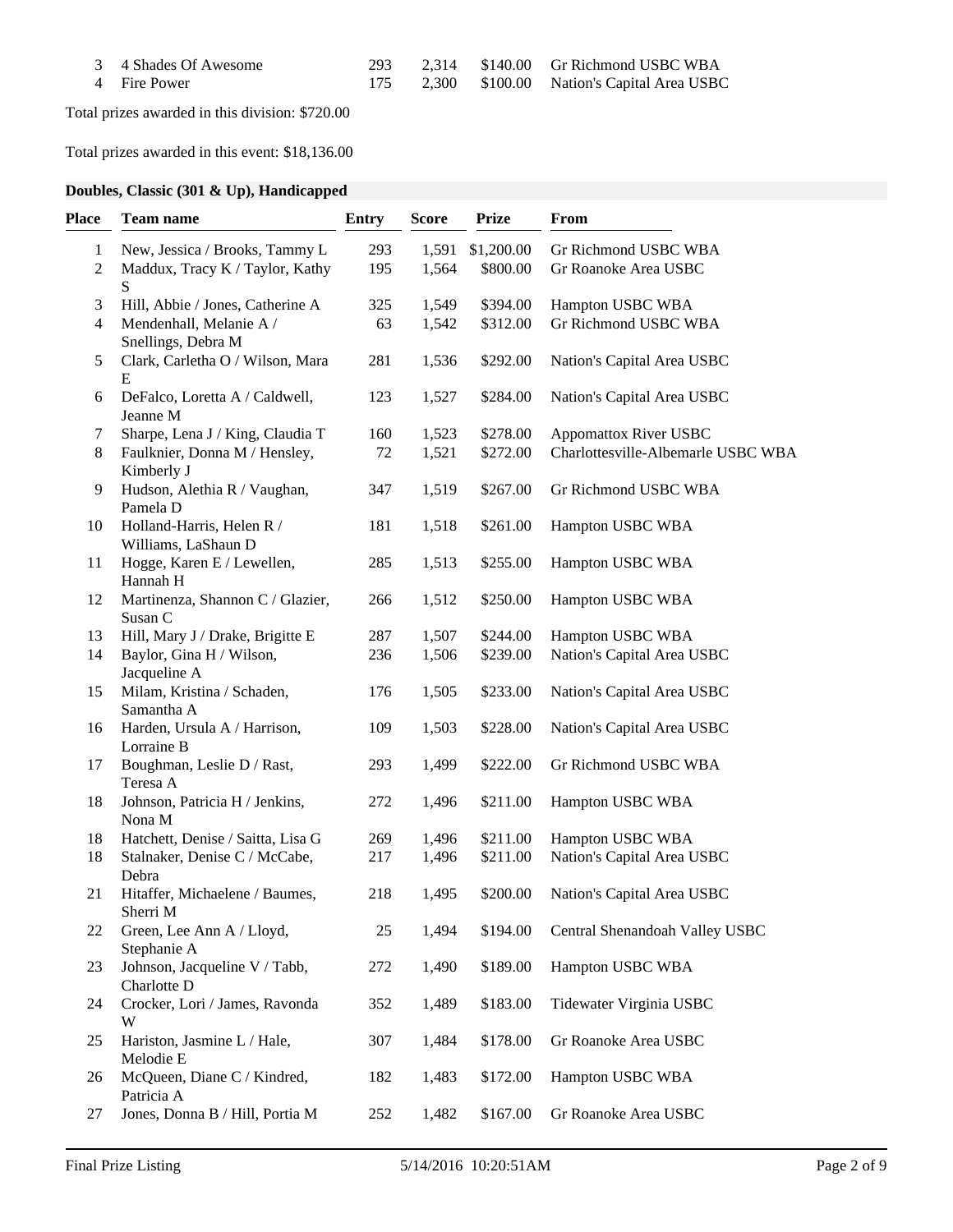| Place | Team name | Entry | Score | Prize | From |
|---|---|---|---|---|---|
| 3 | 4 Shades Of Awesome | 293 | 2,314 | $140.00 | Gr Richmond USBC WBA |
| 4 | Fire Power | 175 | 2,300 | $100.00 | Nation's Capital Area USBC |

Total prizes awarded in this division: $720.00

Total prizes awarded in this event: $18,136.00

**Doubles, Classic (301 & Up), Handicapped**

| Place | Team name | Entry | Score | Prize | From |
|---|---|---|---|---|---|
| 1 | New, Jessica / Brooks, Tammy L | 293 | 1,591 | $1,200.00 | Gr Richmond USBC WBA |
| 2 | Maddux, Tracy K / Taylor, Kathy S | 195 | 1,564 | $800.00 | Gr Roanoke Area USBC |
| 3 | Hill, Abbie / Jones, Catherine A | 325 | 1,549 | $394.00 | Hampton USBC WBA |
| 4 | Mendenhall, Melanie A / Snellings, Debra M | 63 | 1,542 | $312.00 | Gr Richmond USBC WBA |
| 5 | Clark, Carletha O / Wilson, Mara E | 281 | 1,536 | $292.00 | Nation's Capital Area USBC |
| 6 | DeFalco, Loretta A / Caldwell, Jeanne M | 123 | 1,527 | $284.00 | Nation's Capital Area USBC |
| 7 | Sharpe, Lena J / King, Claudia T | 160 | 1,523 | $278.00 | Appomattox River USBC |
| 8 | Faulknier, Donna M / Hensley, Kimberly J | 72 | 1,521 | $272.00 | Charlottesville-Albemarle USBC WBA |
| 9 | Hudson, Alethia R / Vaughan, Pamela D | 347 | 1,519 | $267.00 | Gr Richmond USBC WBA |
| 10 | Holland-Harris, Helen R / Williams, LaShaun D | 181 | 1,518 | $261.00 | Hampton USBC WBA |
| 11 | Hogge, Karen E / Lewellen, Hannah H | 285 | 1,513 | $255.00 | Hampton USBC WBA |
| 12 | Martinenza, Shannon C / Glazier, Susan C | 266 | 1,512 | $250.00 | Hampton USBC WBA |
| 13 | Hill, Mary J / Drake, Brigitte E | 287 | 1,507 | $244.00 | Hampton USBC WBA |
| 14 | Baylor, Gina H / Wilson, Jacqueline A | 236 | 1,506 | $239.00 | Nation's Capital Area USBC |
| 15 | Milam, Kristina / Schaden, Samantha A | 176 | 1,505 | $233.00 | Nation's Capital Area USBC |
| 16 | Harden, Ursula A / Harrison, Lorraine B | 109 | 1,503 | $228.00 | Nation's Capital Area USBC |
| 17 | Boughman, Leslie D / Rast, Teresa A | 293 | 1,499 | $222.00 | Gr Richmond USBC WBA |
| 18 | Johnson, Patricia H / Jenkins, Nona M | 272 | 1,496 | $211.00 | Hampton USBC WBA |
| 18 | Hatchett, Denise / Saitta, Lisa G | 269 | 1,496 | $211.00 | Hampton USBC WBA |
| 18 | Stalnaker, Denise C / McCabe, Debra | 217 | 1,496 | $211.00 | Nation's Capital Area USBC |
| 21 | Hitaffer, Michaelene / Baumes, Sherri M | 218 | 1,495 | $200.00 | Nation's Capital Area USBC |
| 22 | Green, Lee Ann A / Lloyd, Stephanie A | 25 | 1,494 | $194.00 | Central Shenandoah Valley USBC |
| 23 | Johnson, Jacqueline V / Tabb, Charlotte D | 272 | 1,490 | $189.00 | Hampton USBC WBA |
| 24 | Crocker, Lori / James, Ravonda W | 352 | 1,489 | $183.00 | Tidewater Virginia USBC |
| 25 | Hariston, Jasmine L / Hale, Melodie E | 307 | 1,484 | $178.00 | Gr Roanoke Area USBC |
| 26 | McQueen, Diane C / Kindred, Patricia A | 182 | 1,483 | $172.00 | Hampton USBC WBA |
| 27 | Jones, Donna B / Hill, Portia M | 252 | 1,482 | $167.00 | Gr Roanoke Area USBC |

Final Prize Listing 5/14/2016 10:20:51AM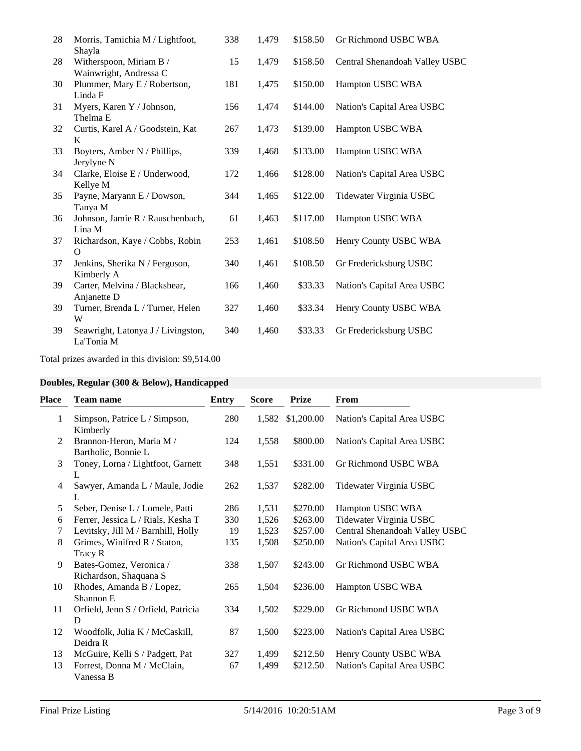| Place | Team name | Entry | Score | Prize | From |
|---|---|---|---|---|---|
| 28 | Morris, Tamichia M / Lightfoot, Shayla | 338 | 1,479 | $158.50 | Gr Richmond USBC WBA |
| 28 | Witherspoon, Miriam B / Wainwright, Andressa C | 15 | 1,479 | $158.50 | Central Shenandoah Valley USBC |
| 30 | Plummer, Mary E / Robertson, Linda F | 181 | 1,475 | $150.00 | Hampton USBC WBA |
| 31 | Myers, Karen Y / Johnson, Thelma E | 156 | 1,474 | $144.00 | Nation's Capital Area USBC |
| 32 | Curtis, Karel A / Goodstein, Kat K | 267 | 1,473 | $139.00 | Hampton USBC WBA |
| 33 | Boyters, Amber N / Phillips, Jerylyne N | 339 | 1,468 | $133.00 | Hampton USBC WBA |
| 34 | Clarke, Eloise E / Underwood, Kellye M | 172 | 1,466 | $128.00 | Nation's Capital Area USBC |
| 35 | Payne, Maryann E / Dowson, Tanya M | 344 | 1,465 | $122.00 | Tidewater Virginia USBC |
| 36 | Johnson, Jamie R / Rauschenbach, Lina M | 61 | 1,463 | $117.00 | Hampton USBC WBA |
| 37 | Richardson, Kaye / Cobbs, Robin O | 253 | 1,461 | $108.50 | Henry County USBC WBA |
| 37 | Jenkins, Sherika N / Ferguson, Kimberly A | 340 | 1,461 | $108.50 | Gr Fredericksburg USBC |
| 39 | Carter, Melvina / Blackshear, Anjanette D | 166 | 1,460 | $33.33 | Nation's Capital Area USBC |
| 39 | Turner, Brenda L / Turner, Helen W | 327 | 1,460 | $33.34 | Henry County USBC WBA |
| 39 | Seawright, Latonya J / Livingston, La'Tonia M | 340 | 1,460 | $33.33 | Gr Fredericksburg USBC |

Total prizes awarded in this division: $9,514.00

## Doubles, Regular (300 & Below), Handicapped

| Place | Team name | Entry | Score | Prize | From |
|---|---|---|---|---|---|
| 1 | Simpson, Patrice L / Simpson, Kimberly | 280 | 1,582 | $1,200.00 | Nation's Capital Area USBC |
| 2 | Brannon-Heron, Maria M / Bartholic, Bonnie L | 124 | 1,558 | $800.00 | Nation's Capital Area USBC |
| 3 | Toney, Lorna / Lightfoot, Garnett L | 348 | 1,551 | $331.00 | Gr Richmond USBC WBA |
| 4 | Sawyer, Amanda L / Maule, Jodie L | 262 | 1,537 | $282.00 | Tidewater Virginia USBC |
| 5 | Seber, Denise L / Lomele, Patti | 286 | 1,531 | $270.00 | Hampton USBC WBA |
| 6 | Ferrer, Jessica L / Rials, Kesha T | 330 | 1,526 | $263.00 | Tidewater Virginia USBC |
| 7 | Levitsky, Jill M / Barnhill, Holly | 19 | 1,523 | $257.00 | Central Shenandoah Valley USBC |
| 8 | Grimes, Winifred R / Staton, Tracy R | 135 | 1,508 | $250.00 | Nation's Capital Area USBC |
| 9 | Bates-Gomez, Veronica / Richardson, Shaquana S | 338 | 1,507 | $243.00 | Gr Richmond USBC WBA |
| 10 | Rhodes, Amanda B / Lopez, Shannon E | 265 | 1,504 | $236.00 | Hampton USBC WBA |
| 11 | Orfield, Jenn S / Orfield, Patricia D | 334 | 1,502 | $229.00 | Gr Richmond USBC WBA |
| 12 | Woodfolk, Julia K / McCaskill, Deidra R | 87 | 1,500 | $223.00 | Nation's Capital Area USBC |
| 13 | McGuire, Kelli S / Padgett, Pat | 327 | 1,499 | $212.50 | Henry County USBC WBA |
| 13 | Forrest, Donna M / McClain, Vanessa B | 67 | 1,499 | $212.50 | Nation's Capital Area USBC |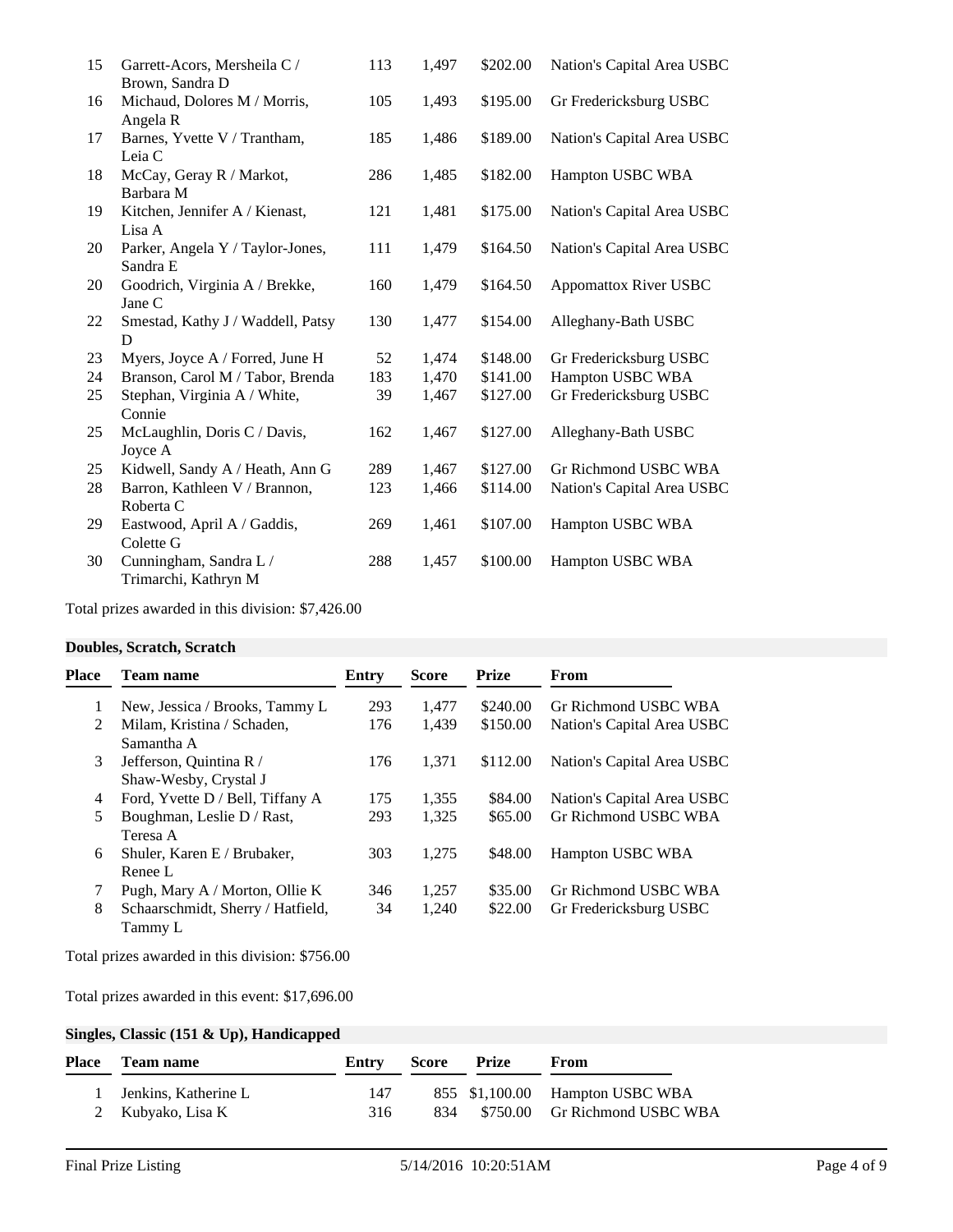| Place | Team name | Entry | Score | Prize | From |
|---|---|---|---|---|---|
| 15 | Garrett-Acors, Mersheila C / Brown, Sandra D | 113 | 1,497 | $202.00 | Nation's Capital Area USBC |
| 16 | Michaud, Dolores M / Morris, Angela R | 105 | 1,493 | $195.00 | Gr Fredericksburg USBC |
| 17 | Barnes, Yvette V / Trantham, Leia C | 185 | 1,486 | $189.00 | Nation's Capital Area USBC |
| 18 | McCay, Geray R / Markot, Barbara M | 286 | 1,485 | $182.00 | Hampton USBC WBA |
| 19 | Kitchen, Jennifer A / Kienast, Lisa A | 121 | 1,481 | $175.00 | Nation's Capital Area USBC |
| 20 | Parker, Angela Y / Taylor-Jones, Sandra E | 111 | 1,479 | $164.50 | Nation's Capital Area USBC |
| 20 | Goodrich, Virginia A / Brekke, Jane C | 160 | 1,479 | $164.50 | Appomattox River USBC |
| 22 | Smestad, Kathy J / Waddell, Patsy D | 130 | 1,477 | $154.00 | Alleghany-Bath USBC |
| 23 | Myers, Joyce A / Forred, June H | 52 | 1,474 | $148.00 | Gr Fredericksburg USBC |
| 24 | Branson, Carol M / Tabor, Brenda | 183 | 1,470 | $141.00 | Hampton USBC WBA |
| 25 | Stephan, Virginia A / White, Connie | 39 | 1,467 | $127.00 | Gr Fredericksburg USBC |
| 25 | McLaughlin, Doris C / Davis, Joyce A | 162 | 1,467 | $127.00 | Alleghany-Bath USBC |
| 25 | Kidwell, Sandy A / Heath, Ann G | 289 | 1,467 | $127.00 | Gr Richmond USBC WBA |
| 28 | Barron, Kathleen V / Brannon, Roberta C | 123 | 1,466 | $114.00 | Nation's Capital Area USBC |
| 29 | Eastwood, April A / Gaddis, Colette G | 269 | 1,461 | $107.00 | Hampton USBC WBA |
| 30 | Cunningham, Sandra L / Trimarchi, Kathryn M | 288 | 1,457 | $100.00 | Hampton USBC WBA |

Total prizes awarded in this division: $7,426.00

**Doubles, Scratch, Scratch**

| Place | Team name | Entry | Score | Prize | From |
|---|---|---|---|---|---|
| 1 | New, Jessica / Brooks, Tammy L | 293 | 1,477 | $240.00 | Gr Richmond USBC WBA |
| 2 | Milam, Kristina / Schaden, Samantha A | 176 | 1,439 | $150.00 | Nation's Capital Area USBC |
| 3 | Jefferson, Quintina R / Shaw-Wesby, Crystal J | 176 | 1,371 | $112.00 | Nation's Capital Area USBC |
| 4 | Ford, Yvette D / Bell, Tiffany A | 175 | 1,355 | $84.00 | Nation's Capital Area USBC |
| 5 | Boughman, Leslie D / Rast, Teresa A | 293 | 1,325 | $65.00 | Gr Richmond USBC WBA |
| 6 | Shuler, Karen E / Brubaker, Renee L | 303 | 1,275 | $48.00 | Hampton USBC WBA |
| 7 | Pugh, Mary A / Morton, Ollie K | 346 | 1,257 | $35.00 | Gr Richmond USBC WBA |
| 8 | Schaarschmidt, Sherry / Hatfield, Tammy L | 34 | 1,240 | $22.00 | Gr Fredericksburg USBC |

Total prizes awarded in this division: $756.00

Total prizes awarded in this event: $17,696.00

**Singles, Classic (151 & Up), Handicapped**

| Place | Team name | Entry | Score | Prize | From |
|---|---|---|---|---|---|
| 1 | Jenkins, Katherine L | 147 | 855 | $1,100.00 | Hampton USBC WBA |
| 2 | Kubyako, Lisa K | 316 | 834 | $750.00 | Gr Richmond USBC WBA |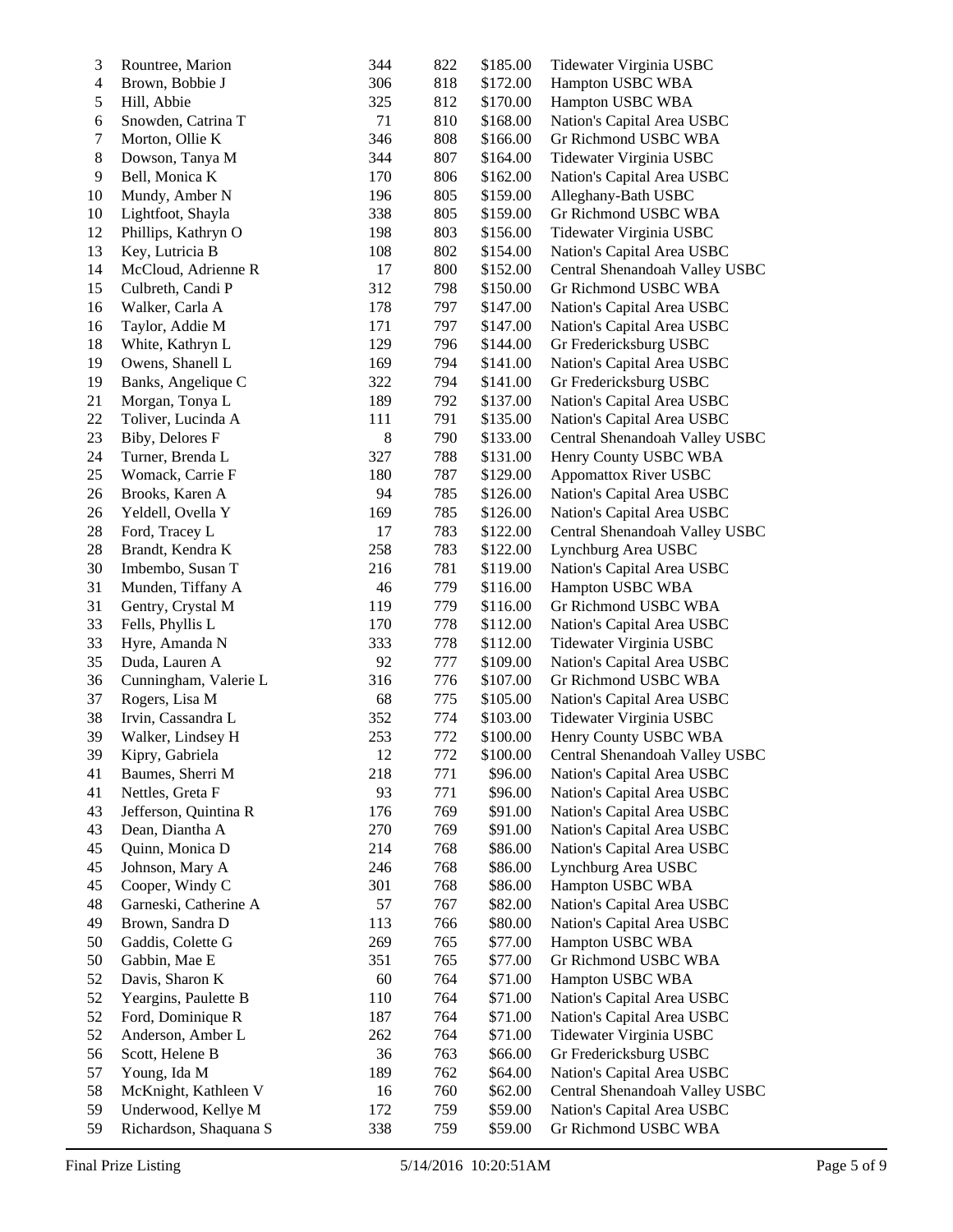| | | | | | |
|---|---|---|---|---|---|
| 3 | Rountree, Marion | 344 | 822 | $185.00 | Tidewater Virginia USBC |
| 4 | Brown, Bobbie J | 306 | 818 | $172.00 | Hampton USBC WBA |
| 5 | Hill, Abbie | 325 | 812 | $170.00 | Hampton USBC WBA |
| 6 | Snowden, Catrina T | 71 | 810 | $168.00 | Nation's Capital Area USBC |
| 7 | Morton, Ollie K | 346 | 808 | $166.00 | Gr Richmond USBC WBA |
| 8 | Dowson, Tanya M | 344 | 807 | $164.00 | Tidewater Virginia USBC |
| 9 | Bell, Monica K | 170 | 806 | $162.00 | Nation's Capital Area USBC |
| 10 | Mundy, Amber N | 196 | 805 | $159.00 | Alleghany-Bath USBC |
| 10 | Lightfoot, Shayla | 338 | 805 | $159.00 | Gr Richmond USBC WBA |
| 12 | Phillips, Kathryn O | 198 | 803 | $156.00 | Tidewater Virginia USBC |
| 13 | Key, Lutricia B | 108 | 802 | $154.00 | Nation's Capital Area USBC |
| 14 | McCloud, Adrienne R | 17 | 800 | $152.00 | Central Shenandoah Valley USBC |
| 15 | Culbreth, Candi P | 312 | 798 | $150.00 | Gr Richmond USBC WBA |
| 16 | Walker, Carla A | 178 | 797 | $147.00 | Nation's Capital Area USBC |
| 16 | Taylor, Addie M | 171 | 797 | $147.00 | Nation's Capital Area USBC |
| 18 | White, Kathryn L | 129 | 796 | $144.00 | Gr Fredericksburg USBC |
| 19 | Owens, Shanell L | 169 | 794 | $141.00 | Nation's Capital Area USBC |
| 19 | Banks, Angelique C | 322 | 794 | $141.00 | Gr Fredericksburg USBC |
| 21 | Morgan, Tonya L | 189 | 792 | $137.00 | Nation's Capital Area USBC |
| 22 | Toliver, Lucinda A | 111 | 791 | $135.00 | Nation's Capital Area USBC |
| 23 | Biby, Delores F | 8 | 790 | $133.00 | Central Shenandoah Valley USBC |
| 24 | Turner, Brenda L | 327 | 788 | $131.00 | Henry County USBC WBA |
| 25 | Womack, Carrie F | 180 | 787 | $129.00 | Appomattox River USBC |
| 26 | Brooks, Karen A | 94 | 785 | $126.00 | Nation's Capital Area USBC |
| 26 | Yeldell, Ovella Y | 169 | 785 | $126.00 | Nation's Capital Area USBC |
| 28 | Ford, Tracey L | 17 | 783 | $122.00 | Central Shenandoah Valley USBC |
| 28 | Brandt, Kendra K | 258 | 783 | $122.00 | Lynchburg Area USBC |
| 30 | Imbembo, Susan T | 216 | 781 | $119.00 | Nation's Capital Area USBC |
| 31 | Munden, Tiffany A | 46 | 779 | $116.00 | Hampton USBC WBA |
| 31 | Gentry, Crystal M | 119 | 779 | $116.00 | Gr Richmond USBC WBA |
| 33 | Fells, Phyllis L | 170 | 778 | $112.00 | Nation's Capital Area USBC |
| 33 | Hyre, Amanda N | 333 | 778 | $112.00 | Tidewater Virginia USBC |
| 35 | Duda, Lauren A | 92 | 777 | $109.00 | Nation's Capital Area USBC |
| 36 | Cunningham, Valerie L | 316 | 776 | $107.00 | Gr Richmond USBC WBA |
| 37 | Rogers, Lisa M | 68 | 775 | $105.00 | Nation's Capital Area USBC |
| 38 | Irvin, Cassandra L | 352 | 774 | $103.00 | Tidewater Virginia USBC |
| 39 | Walker, Lindsey H | 253 | 772 | $100.00 | Henry County USBC WBA |
| 39 | Kipry, Gabriela | 12 | 772 | $100.00 | Central Shenandoah Valley USBC |
| 41 | Baumes, Sherri M | 218 | 771 | $96.00 | Nation's Capital Area USBC |
| 41 | Nettles, Greta F | 93 | 771 | $96.00 | Nation's Capital Area USBC |
| 43 | Jefferson, Quintina R | 176 | 769 | $91.00 | Nation's Capital Area USBC |
| 43 | Dean, Diantha A | 270 | 769 | $91.00 | Nation's Capital Area USBC |
| 45 | Quinn, Monica D | 214 | 768 | $86.00 | Nation's Capital Area USBC |
| 45 | Johnson, Mary A | 246 | 768 | $86.00 | Lynchburg Area USBC |
| 45 | Cooper, Windy C | 301 | 768 | $86.00 | Hampton USBC WBA |
| 48 | Garneski, Catherine A | 57 | 767 | $82.00 | Nation's Capital Area USBC |
| 49 | Brown, Sandra D | 113 | 766 | $80.00 | Nation's Capital Area USBC |
| 50 | Gaddis, Colette G | 269 | 765 | $77.00 | Hampton USBC WBA |
| 50 | Gabbin, Mae E | 351 | 765 | $77.00 | Gr Richmond USBC WBA |
| 52 | Davis, Sharon K | 60 | 764 | $71.00 | Hampton USBC WBA |
| 52 | Yeargins, Paulette B | 110 | 764 | $71.00 | Nation's Capital Area USBC |
| 52 | Ford, Dominique R | 187 | 764 | $71.00 | Nation's Capital Area USBC |
| 52 | Anderson, Amber L | 262 | 764 | $71.00 | Tidewater Virginia USBC |
| 56 | Scott, Helene B | 36 | 763 | $66.00 | Gr Fredericksburg USBC |
| 57 | Young, Ida M | 189 | 762 | $64.00 | Nation's Capital Area USBC |
| 58 | McKnight, Kathleen V | 16 | 760 | $62.00 | Central Shenandoah Valley USBC |
| 59 | Underwood, Kellye M | 172 | 759 | $59.00 | Nation's Capital Area USBC |
| 59 | Richardson, Shaquana S | 338 | 759 | $59.00 | Gr Richmond USBC WBA |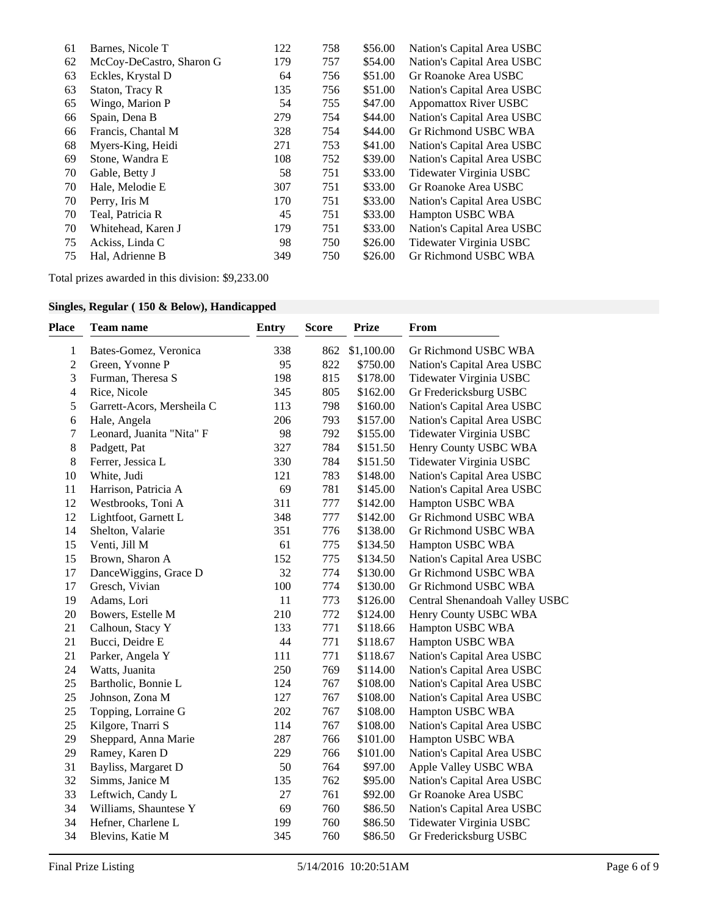| | | | | | |
|---|---|---|---|---|---|
| 61 | Barnes, Nicole T | 122 | 758 | $56.00 | Nation's Capital Area USBC |
| 62 | McCoy-DeCastro, Sharon G | 179 | 757 | $54.00 | Nation's Capital Area USBC |
| 63 | Eckles, Krystal D | 64 | 756 | $51.00 | Gr Roanoke Area USBC |
| 63 | Staton, Tracy R | 135 | 756 | $51.00 | Nation's Capital Area USBC |
| 65 | Wingo, Marion P | 54 | 755 | $47.00 | Appomattox River USBC |
| 66 | Spain, Dena B | 279 | 754 | $44.00 | Nation's Capital Area USBC |
| 66 | Francis, Chantal M | 328 | 754 | $44.00 | Gr Richmond USBC WBA |
| 68 | Myers-King, Heidi | 271 | 753 | $41.00 | Nation's Capital Area USBC |
| 69 | Stone, Wandra E | 108 | 752 | $39.00 | Nation's Capital Area USBC |
| 70 | Gable, Betty J | 58 | 751 | $33.00 | Tidewater Virginia USBC |
| 70 | Hale, Melodie E | 307 | 751 | $33.00 | Gr Roanoke Area USBC |
| 70 | Perry, Iris M | 170 | 751 | $33.00 | Nation's Capital Area USBC |
| 70 | Teal, Patricia R | 45 | 751 | $33.00 | Hampton USBC WBA |
| 70 | Whitehead, Karen J | 179 | 751 | $33.00 | Nation's Capital Area USBC |
| 75 | Ackiss, Linda C | 98 | 750 | $26.00 | Tidewater Virginia USBC |
| 75 | Hal, Adrienne B | 349 | 750 | $26.00 | Gr Richmond USBC WBA |

Total prizes awarded in this division: $9,233.00

### Singles, Regular ( 150 & Below), Handicapped

| Place | Team name | Entry | Score | Prize | From |
|---|---|---|---|---|---|
| 1 | Bates-Gomez, Veronica | 338 | 862 | $1,100.00 | Gr Richmond USBC WBA |
| 2 | Green, Yvonne P | 95 | 822 | $750.00 | Nation's Capital Area USBC |
| 3 | Furman, Theresa S | 198 | 815 | $178.00 | Tidewater Virginia USBC |
| 4 | Rice, Nicole | 345 | 805 | $162.00 | Gr Fredericksburg USBC |
| 5 | Garrett-Acors, Mersheila C | 113 | 798 | $160.00 | Nation's Capital Area USBC |
| 6 | Hale, Angela | 206 | 793 | $157.00 | Nation's Capital Area USBC |
| 7 | Leonard, Juanita "Nita" F | 98 | 792 | $155.00 | Tidewater Virginia USBC |
| 8 | Padgett, Pat | 327 | 784 | $151.50 | Henry County USBC WBA |
| 8 | Ferrer, Jessica L | 330 | 784 | $151.50 | Tidewater Virginia USBC |
| 10 | White, Judi | 121 | 783 | $148.00 | Nation's Capital Area USBC |
| 11 | Harrison, Patricia A | 69 | 781 | $145.00 | Nation's Capital Area USBC |
| 12 | Westbrooks, Toni A | 311 | 777 | $142.00 | Hampton USBC WBA |
| 12 | Lightfoot, Garnett L | 348 | 777 | $142.00 | Gr Richmond USBC WBA |
| 14 | Shelton, Valarie | 351 | 776 | $138.00 | Gr Richmond USBC WBA |
| 15 | Venti, Jill M | 61 | 775 | $134.50 | Hampton USBC WBA |
| 15 | Brown, Sharon A | 152 | 775 | $134.50 | Nation's Capital Area USBC |
| 17 | DanceWiggins, Grace D | 32 | 774 | $130.00 | Gr Richmond USBC WBA |
| 17 | Gresch, Vivian | 100 | 774 | $130.00 | Gr Richmond USBC WBA |
| 19 | Adams, Lori | 11 | 773 | $126.00 | Central Shenandoah Valley USBC |
| 20 | Bowers, Estelle M | 210 | 772 | $124.00 | Henry County USBC WBA |
| 21 | Calhoun, Stacy Y | 133 | 771 | $118.66 | Hampton USBC WBA |
| 21 | Bucci, Deidre E | 44 | 771 | $118.67 | Hampton USBC WBA |
| 21 | Parker, Angela Y | 111 | 771 | $118.67 | Nation's Capital Area USBC |
| 24 | Watts, Juanita | 250 | 769 | $114.00 | Nation's Capital Area USBC |
| 25 | Bartholic, Bonnie L | 124 | 767 | $108.00 | Nation's Capital Area USBC |
| 25 | Johnson, Zona M | 127 | 767 | $108.00 | Nation's Capital Area USBC |
| 25 | Topping, Lorraine G | 202 | 767 | $108.00 | Hampton USBC WBA |
| 25 | Kilgore, Tnarri S | 114 | 767 | $108.00 | Nation's Capital Area USBC |
| 29 | Sheppard, Anna Marie | 287 | 766 | $101.00 | Hampton USBC WBA |
| 29 | Ramey, Karen D | 229 | 766 | $101.00 | Nation's Capital Area USBC |
| 31 | Bayliss, Margaret D | 50 | 764 | $97.00 | Apple Valley USBC WBA |
| 32 | Simms, Janice M | 135 | 762 | $95.00 | Nation's Capital Area USBC |
| 33 | Leftwich, Candy L | 27 | 761 | $92.00 | Gr Roanoke Area USBC |
| 34 | Williams, Shauntese Y | 69 | 760 | $86.50 | Nation's Capital Area USBC |
| 34 | Hefner, Charlene L | 199 | 760 | $86.50 | Tidewater Virginia USBC |
| 34 | Blevins, Katie M | 345 | 760 | $86.50 | Gr Fredericksburg USBC |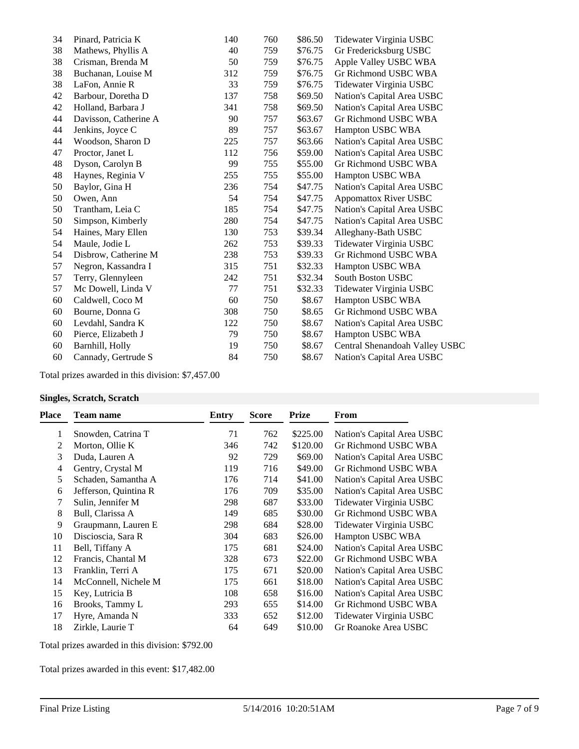| Place | Team name | Entry | Score | Prize | From |
|---|---|---|---|---|---|
| 34 | Pinard, Patricia K | 140 | 760 | $86.50 | Tidewater Virginia USBC |
| 38 | Mathews, Phyllis A | 40 | 759 | $76.75 | Gr Fredericksburg USBC |
| 38 | Crisman, Brenda M | 50 | 759 | $76.75 | Apple Valley USBC WBA |
| 38 | Buchanan, Louise M | 312 | 759 | $76.75 | Gr Richmond USBC WBA |
| 38 | LaFon, Annie R | 33 | 759 | $76.75 | Tidewater Virginia USBC |
| 42 | Barbour, Doretha D | 137 | 758 | $69.50 | Nation's Capital Area USBC |
| 42 | Holland, Barbara J | 341 | 758 | $69.50 | Nation's Capital Area USBC |
| 44 | Davisson, Catherine A | 90 | 757 | $63.67 | Gr Richmond USBC WBA |
| 44 | Jenkins, Joyce C | 89 | 757 | $63.67 | Hampton USBC WBA |
| 44 | Woodson, Sharon D | 225 | 757 | $63.66 | Nation's Capital Area USBC |
| 47 | Proctor, Janet L | 112 | 756 | $59.00 | Nation's Capital Area USBC |
| 48 | Dyson, Carolyn B | 99 | 755 | $55.00 | Gr Richmond USBC WBA |
| 48 | Haynes, Reginia V | 255 | 755 | $55.00 | Hampton USBC WBA |
| 50 | Baylor, Gina H | 236 | 754 | $47.75 | Nation's Capital Area USBC |
| 50 | Owen, Ann | 54 | 754 | $47.75 | Appomattox River USBC |
| 50 | Trantham, Leia C | 185 | 754 | $47.75 | Nation's Capital Area USBC |
| 50 | Simpson, Kimberly | 280 | 754 | $47.75 | Nation's Capital Area USBC |
| 54 | Haines, Mary Ellen | 130 | 753 | $39.34 | Alleghany-Bath USBC |
| 54 | Maule, Jodie L | 262 | 753 | $39.33 | Tidewater Virginia USBC |
| 54 | Disbrow, Catherine M | 238 | 753 | $39.33 | Gr Richmond USBC WBA |
| 57 | Negron, Kassandra I | 315 | 751 | $32.33 | Hampton USBC WBA |
| 57 | Terry, Glennyleen | 242 | 751 | $32.34 | South Boston USBC |
| 57 | Mc Dowell, Linda V | 77 | 751 | $32.33 | Tidewater Virginia USBC |
| 60 | Caldwell, Coco M | 60 | 750 | $8.67 | Hampton USBC WBA |
| 60 | Bourne, Donna G | 308 | 750 | $8.65 | Gr Richmond USBC WBA |
| 60 | Levdahl, Sandra K | 122 | 750 | $8.67 | Nation's Capital Area USBC |
| 60 | Pierce, Elizabeth J | 79 | 750 | $8.67 | Hampton USBC WBA |
| 60 | Barnhill, Holly | 19 | 750 | $8.67 | Central Shenandoah Valley USBC |
| 60 | Cannady, Gertrude S | 84 | 750 | $8.67 | Nation's Capital Area USBC |

Total prizes awarded in this division: $7,457.00

**Singles, Scratch, Scratch**

| Place | Team name | Entry | Score | Prize | From |
|---|---|---|---|---|---|
| 1 | Snowden, Catrina T | 71 | 762 | $225.00 | Nation's Capital Area USBC |
| 2 | Morton, Ollie K | 346 | 742 | $120.00 | Gr Richmond USBC WBA |
| 3 | Duda, Lauren A | 92 | 729 | $69.00 | Nation's Capital Area USBC |
| 4 | Gentry, Crystal M | 119 | 716 | $49.00 | Gr Richmond USBC WBA |
| 5 | Schaden, Samantha A | 176 | 714 | $41.00 | Nation's Capital Area USBC |
| 6 | Jefferson, Quintina R | 176 | 709 | $35.00 | Nation's Capital Area USBC |
| 7 | Sulin, Jennifer M | 298 | 687 | $33.00 | Tidewater Virginia USBC |
| 8 | Bull, Clarissa A | 149 | 685 | $30.00 | Gr Richmond USBC WBA |
| 9 | Graupmann, Lauren E | 298 | 684 | $28.00 | Tidewater Virginia USBC |
| 10 | Discioscia, Sara R | 304 | 683 | $26.00 | Hampton USBC WBA |
| 11 | Bell, Tiffany A | 175 | 681 | $24.00 | Nation's Capital Area USBC |
| 12 | Francis, Chantal M | 328 | 673 | $22.00 | Gr Richmond USBC WBA |
| 13 | Franklin, Terri A | 175 | 671 | $20.00 | Nation's Capital Area USBC |
| 14 | McConnell, Nichele M | 175 | 661 | $18.00 | Nation's Capital Area USBC |
| 15 | Key, Lutricia B | 108 | 658 | $16.00 | Nation's Capital Area USBC |
| 16 | Brooks, Tammy L | 293 | 655 | $14.00 | Gr Richmond USBC WBA |
| 17 | Hyre, Amanda N | 333 | 652 | $12.00 | Tidewater Virginia USBC |
| 18 | Zirkle, Laurie T | 64 | 649 | $10.00 | Gr Roanoke Area USBC |

Total prizes awarded in this division: $792.00

Total prizes awarded in this event: $17,482.00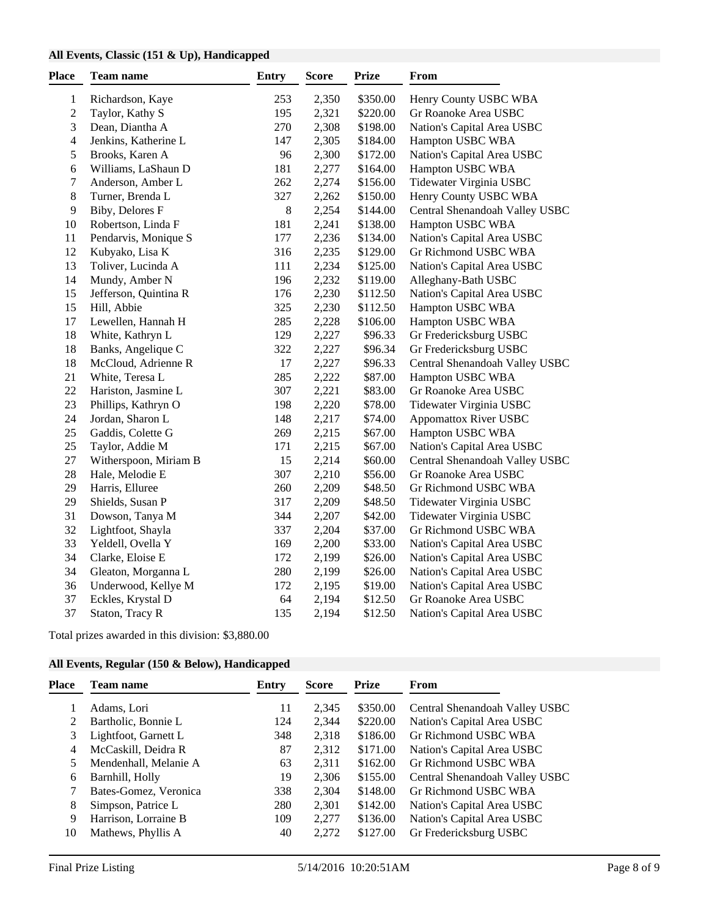### All Events, Classic (151 & Up), Handicapped

| Place | Team name | Entry | Score | Prize | From |
|---|---|---|---|---|---|
| 1 | Richardson, Kaye | 253 | 2,350 | $350.00 | Henry County USBC WBA |
| 2 | Taylor, Kathy S | 195 | 2,321 | $220.00 | Gr Roanoke Area USBC |
| 3 | Dean, Diantha A | 270 | 2,308 | $198.00 | Nation's Capital Area USBC |
| 4 | Jenkins, Katherine L | 147 | 2,305 | $184.00 | Hampton USBC WBA |
| 5 | Brooks, Karen A | 96 | 2,300 | $172.00 | Nation's Capital Area USBC |
| 6 | Williams, LaShaun D | 181 | 2,277 | $164.00 | Hampton USBC WBA |
| 7 | Anderson, Amber L | 262 | 2,274 | $156.00 | Tidewater Virginia USBC |
| 8 | Turner, Brenda L | 327 | 2,262 | $150.00 | Henry County USBC WBA |
| 9 | Biby, Delores F | 8 | 2,254 | $144.00 | Central Shenandoah Valley USBC |
| 10 | Robertson, Linda F | 181 | 2,241 | $138.00 | Hampton USBC WBA |
| 11 | Pendarvis, Monique S | 177 | 2,236 | $134.00 | Nation's Capital Area USBC |
| 12 | Kubyako, Lisa K | 316 | 2,235 | $129.00 | Gr Richmond USBC WBA |
| 13 | Toliver, Lucinda A | 111 | 2,234 | $125.00 | Nation's Capital Area USBC |
| 14 | Mundy, Amber N | 196 | 2,232 | $119.00 | Alleghany-Bath USBC |
| 15 | Jefferson, Quintina R | 176 | 2,230 | $112.50 | Nation's Capital Area USBC |
| 15 | Hill, Abbie | 325 | 2,230 | $112.50 | Hampton USBC WBA |
| 17 | Lewellen, Hannah H | 285 | 2,228 | $106.00 | Hampton USBC WBA |
| 18 | White, Kathryn L | 129 | 2,227 | $96.33 | Gr Fredericksburg USBC |
| 18 | Banks, Angelique C | 322 | 2,227 | $96.34 | Gr Fredericksburg USBC |
| 18 | McCloud, Adrienne R | 17 | 2,227 | $96.33 | Central Shenandoah Valley USBC |
| 21 | White, Teresa L | 285 | 2,222 | $87.00 | Hampton USBC WBA |
| 22 | Hariston, Jasmine L | 307 | 2,221 | $83.00 | Gr Roanoke Area USBC |
| 23 | Phillips, Kathryn O | 198 | 2,220 | $78.00 | Tidewater Virginia USBC |
| 24 | Jordan, Sharon L | 148 | 2,217 | $74.00 | Appomattox River USBC |
| 25 | Gaddis, Colette G | 269 | 2,215 | $67.00 | Hampton USBC WBA |
| 25 | Taylor, Addie M | 171 | 2,215 | $67.00 | Nation's Capital Area USBC |
| 27 | Witherspoon, Miriam B | 15 | 2,214 | $60.00 | Central Shenandoah Valley USBC |
| 28 | Hale, Melodie E | 307 | 2,210 | $56.00 | Gr Roanoke Area USBC |
| 29 | Harris, Elluree | 260 | 2,209 | $48.50 | Gr Richmond USBC WBA |
| 29 | Shields, Susan P | 317 | 2,209 | $48.50 | Tidewater Virginia USBC |
| 31 | Dowson, Tanya M | 344 | 2,207 | $42.00 | Tidewater Virginia USBC |
| 32 | Lightfoot, Shayla | 337 | 2,204 | $37.00 | Gr Richmond USBC WBA |
| 33 | Yeldell, Ovella Y | 169 | 2,200 | $33.00 | Nation's Capital Area USBC |
| 34 | Clarke, Eloise E | 172 | 2,199 | $26.00 | Nation's Capital Area USBC |
| 34 | Gleaton, Morganna L | 280 | 2,199 | $26.00 | Nation's Capital Area USBC |
| 36 | Underwood, Kellye M | 172 | 2,195 | $19.00 | Nation's Capital Area USBC |
| 37 | Eckles, Krystal D | 64 | 2,194 | $12.50 | Gr Roanoke Area USBC |
| 37 | Staton, Tracy R | 135 | 2,194 | $12.50 | Nation's Capital Area USBC |

Total prizes awarded in this division: $3,880.00

### All Events, Regular (150 & Below), Handicapped

| Place | Team name | Entry | Score | Prize | From |
|---|---|---|---|---|---|
| 1 | Adams, Lori | 11 | 2,345 | $350.00 | Central Shenandoah Valley USBC |
| 2 | Bartholic, Bonnie L | 124 | 2,344 | $220.00 | Nation's Capital Area USBC |
| 3 | Lightfoot, Garnett L | 348 | 2,318 | $186.00 | Gr Richmond USBC WBA |
| 4 | McCaskill, Deidra R | 87 | 2,312 | $171.00 | Nation's Capital Area USBC |
| 5 | Mendenhall, Melanie A | 63 | 2,311 | $162.00 | Gr Richmond USBC WBA |
| 6 | Barnhill, Holly | 19 | 2,306 | $155.00 | Central Shenandoah Valley USBC |
| 7 | Bates-Gomez, Veronica | 338 | 2,304 | $148.00 | Gr Richmond USBC WBA |
| 8 | Simpson, Patrice L | 280 | 2,301 | $142.00 | Nation's Capital Area USBC |
| 9 | Harrison, Lorraine B | 109 | 2,277 | $136.00 | Nation's Capital Area USBC |
| 10 | Mathews, Phyllis A | 40 | 2,272 | $127.00 | Gr Fredericksburg USBC |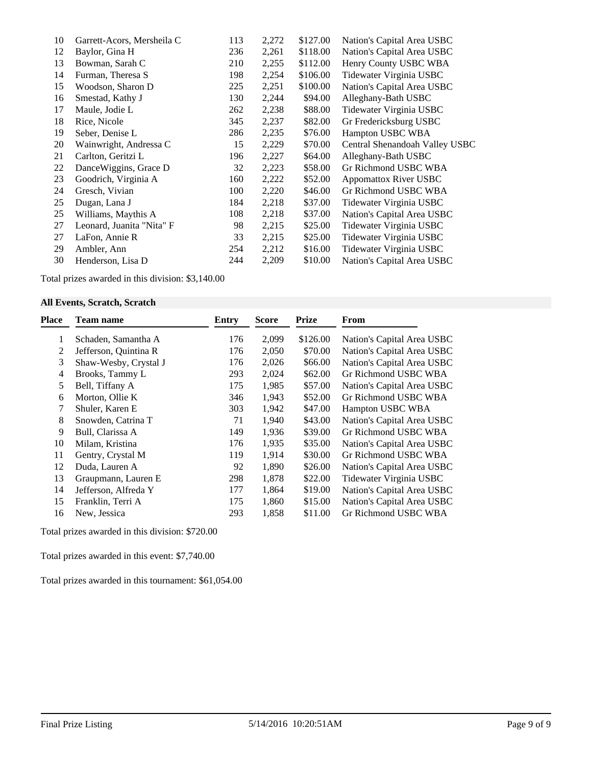| | | | | | |
|---|---|---|---|---|---|
| 10 | Garrett-Acors, Mersheila C | 113 | 2,272 | $127.00 | Nation's Capital Area USBC |
| 12 | Baylor, Gina H | 236 | 2,261 | $118.00 | Nation's Capital Area USBC |
| 13 | Bowman, Sarah C | 210 | 2,255 | $112.00 | Henry County USBC WBA |
| 14 | Furman, Theresa S | 198 | 2,254 | $106.00 | Tidewater Virginia USBC |
| 15 | Woodson, Sharon D | 225 | 2,251 | $100.00 | Nation's Capital Area USBC |
| 16 | Smestad, Kathy J | 130 | 2,244 | $94.00 | Alleghany-Bath USBC |
| 17 | Maule, Jodie L | 262 | 2,238 | $88.00 | Tidewater Virginia USBC |
| 18 | Rice, Nicole | 345 | 2,237 | $82.00 | Gr Fredericksburg USBC |
| 19 | Seber, Denise L | 286 | 2,235 | $76.00 | Hampton USBC WBA |
| 20 | Wainwright, Andressa C | 15 | 2,229 | $70.00 | Central Shenandoah Valley USBC |
| 21 | Carlton, Geritzi L | 196 | 2,227 | $64.00 | Alleghany-Bath USBC |
| 22 | DanceWiggins, Grace D | 32 | 2,223 | $58.00 | Gr Richmond USBC WBA |
| 23 | Goodrich, Virginia A | 160 | 2,222 | $52.00 | Appomattox River USBC |
| 24 | Gresch, Vivian | 100 | 2,220 | $46.00 | Gr Richmond USBC WBA |
| 25 | Dugan, Lana J | 184 | 2,218 | $37.00 | Tidewater Virginia USBC |
| 25 | Williams, Maythis A | 108 | 2,218 | $37.00 | Nation's Capital Area USBC |
| 27 | Leonard, Juanita "Nita" F | 98 | 2,215 | $25.00 | Tidewater Virginia USBC |
| 27 | LaFon, Annie R | 33 | 2,215 | $25.00 | Tidewater Virginia USBC |
| 29 | Ambler, Ann | 254 | 2,212 | $16.00 | Tidewater Virginia USBC |
| 30 | Henderson, Lisa D | 244 | 2,209 | $10.00 | Nation's Capital Area USBC |

Total prizes awarded in this division: $3,140.00

### All Events, Scratch, Scratch

| Place | Team name | Entry | Score | Prize | From |
|---|---|---|---|---|---|
| 1 | Schaden, Samantha A | 176 | 2,099 | $126.00 | Nation's Capital Area USBC |
| 2 | Jefferson, Quintina R | 176 | 2,050 | $70.00 | Nation's Capital Area USBC |
| 3 | Shaw-Wesby, Crystal J | 176 | 2,026 | $66.00 | Nation's Capital Area USBC |
| 4 | Brooks, Tammy L | 293 | 2,024 | $62.00 | Gr Richmond USBC WBA |
| 5 | Bell, Tiffany A | 175 | 1,985 | $57.00 | Nation's Capital Area USBC |
| 6 | Morton, Ollie K | 346 | 1,943 | $52.00 | Gr Richmond USBC WBA |
| 7 | Shuler, Karen E | 303 | 1,942 | $47.00 | Hampton USBC WBA |
| 8 | Snowden, Catrina T | 71 | 1,940 | $43.00 | Nation's Capital Area USBC |
| 9 | Bull, Clarissa A | 149 | 1,936 | $39.00 | Gr Richmond USBC WBA |
| 10 | Milam, Kristina | 176 | 1,935 | $35.00 | Nation's Capital Area USBC |
| 11 | Gentry, Crystal M | 119 | 1,914 | $30.00 | Gr Richmond USBC WBA |
| 12 | Duda, Lauren A | 92 | 1,890 | $26.00 | Nation's Capital Area USBC |
| 13 | Graupmann, Lauren E | 298 | 1,878 | $22.00 | Tidewater Virginia USBC |
| 14 | Jefferson, Alfreda Y | 177 | 1,864 | $19.00 | Nation's Capital Area USBC |
| 15 | Franklin, Terri A | 175 | 1,860 | $15.00 | Nation's Capital Area USBC |
| 16 | New, Jessica | 293 | 1,858 | $11.00 | Gr Richmond USBC WBA |

Total prizes awarded in this division: $720.00

Total prizes awarded in this event: $7,740.00

Total prizes awarded in this tournament: $61,054.00